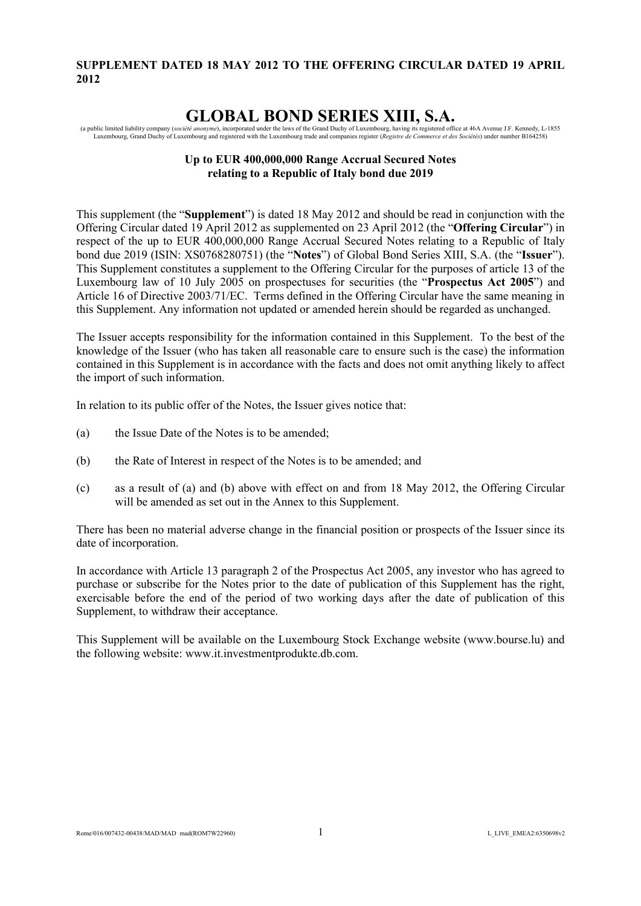**SUPPLEMENT DATED 18 MAY 2012 TO THE OFFERING CIRCULAR DATED 19 APRIL 2012**

# GLOBAL BOND SERIES XIII, S.A.

(a public limited liability company (*société anonyme*), incorporated under the laws of the Grand Duchy of Luxembourg, having its registered office at 46A Avenue J.F. Kennedy, L-1855 Luxembourg, Grand Duchy of Luxembourg and registered with the Luxembourg trade and companies register (*Registre de Commerce et des Sociétés*) under number B164258)

**Up to EUR 400,000,000 Range Accrual Secured Notes relating to a Republic of Italy bond due 2019**

This supplement (the "**Supplement**") is dated 18 May 2012 and should be read in conjunction with the Offering Circular dated 19 April 2012 as supplemented on 23 April 2012 (the "**Offering Circular**") in respect of the up to EUR 400,000,000 Range Accrual Secured Notes relating to a Republic of Italy bond due 2019 (ISIN: XS0768280751) (the "**Notes**") of Global Bond Series XIII, S.A. (the "**Issuer**"). This Supplement constitutes a supplement to the Offering Circular for the purposes of article 13 of the Luxembourg law of 10 July 2005 on prospectuses for securities (the "**Prospectus Act 2005**") and Article 16 of Directive 2003/71/EC. Terms defined in the Offering Circular have the same meaning in this Supplement. Any information not updated or amended herein should be regarded as unchanged.

The Issuer accepts responsibility for the information contained in this Supplement. To the best of the knowledge of the Issuer (who has taken all reasonable care to ensure such is the case) the information contained in this Supplement is in accordance with the facts and does not omit anything likely to affect the import of such information.

In relation to its public offer of the Notes, the Issuer gives notice that:

(a) the Issue Date of the Notes is to be amended;

(b) the Rate of Interest in respect of the Notes is to be amended; and

(c) as a result of (a) and (b) above with effect on and from 18 May 2012, the Offering Circular will be amended as set out in the Annex to this Supplement.

There has been no material adverse change in the financial position or prospects of the Issuer since its date of incorporation.

In accordance with Article 13 paragraph 2 of the Prospectus Act 2005, any investor who has agreed to purchase or subscribe for the Notes prior to the date of publication of this Supplement has the right, exercisable before the end of the period of two working days after the date of publication of this Supplement, to withdraw their acceptance.

This Supplement will be available on the Luxembourg Stock Exchange website (www.bourse.lu) and the following website: www.it.investmentprodukte.db.com.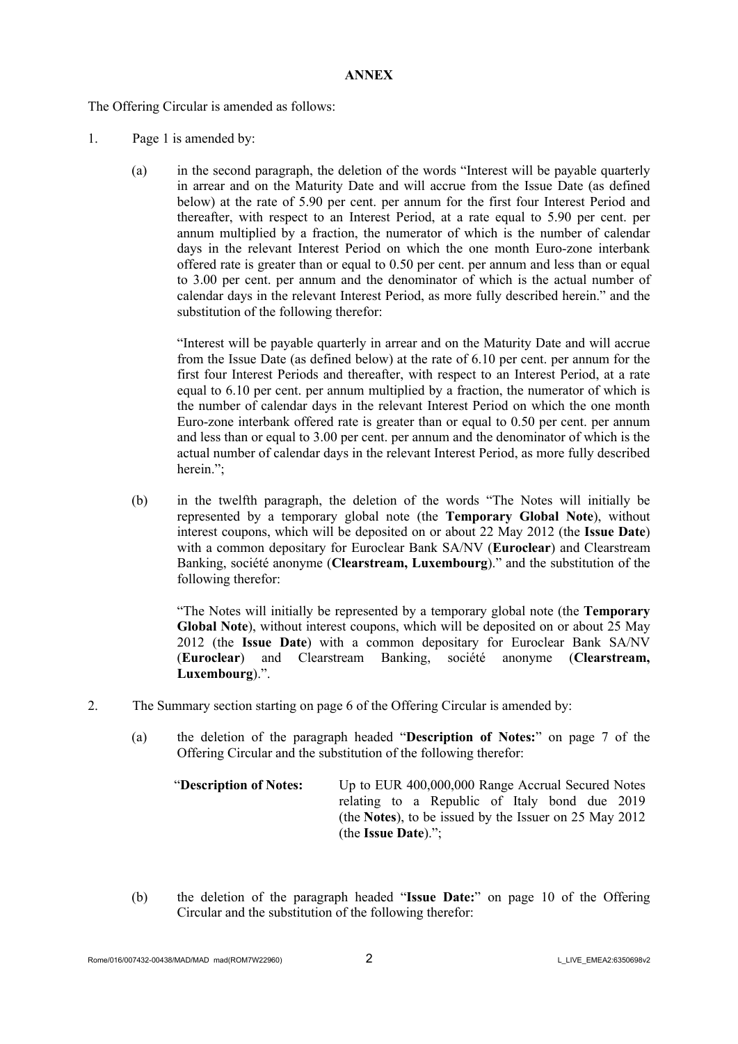**ANNEX**

The Offering Circular is amended as follows:

1. Page 1 is amended by:

   (a) in the second paragraph, the deletion of the words "Interest will be payable quarterly in arrear and on the Maturity Date and will accrue from the Issue Date (as defined below) at the rate of 5.90 per cent. per annum for the first four Interest Period and thereafter, with respect to an Interest Period, at a rate equal to 5.90 per cent. per annum multiplied by a fraction, the numerator of which is the number of calendar days in the relevant Interest Period on which the one month Euro-zone interbank offered rate is greater than or equal to 0.50 per cent. per annum and less than or equal to 3.00 per cent. per annum and the denominator of which is the actual number of calendar days in the relevant Interest Period, as more fully described herein." and the substitution of the following therefor:

   "Interest will be payable quarterly in arrear and on the Maturity Date and will accrue from the Issue Date (as defined below) at the rate of 6.10 per cent. per annum for the first four Interest Periods and thereafter, with respect to an Interest Period, at a rate equal to 6.10 per cent. per annum multiplied by a fraction, the numerator of which is the number of calendar days in the relevant Interest Period on which the one month Euro-zone interbank offered rate is greater than or equal to 0.50 per cent. per annum and less than or equal to 3.00 per cent. per annum and the denominator of which is the actual number of calendar days in the relevant Interest Period, as more fully described herein.";

   (b) in the twelfth paragraph, the deletion of the words "The Notes will initially be represented by a temporary global note (the **Temporary Global Note**), without interest coupons, which will be deposited on or about 22 May 2012 (the **Issue Date**) with a common depositary for Euroclear Bank SA/NV (**Euroclear**) and Clearstream Banking, société anonyme (**Clearstream, Luxembourg**)." and the substitution of the following therefor:

   "The Notes will initially be represented by a temporary global note (the **Temporary Global Note**), without interest coupons, which will be deposited on or about 25 May 2012 (the **Issue Date**) with a common depositary for Euroclear Bank SA/NV (**Euroclear**) and Clearstream Banking, société anonyme (**Clearstream, Luxembourg**).".

2. The Summary section starting on page 6 of the Offering Circular is amended by:

   (a) the deletion of the paragraph headed "**Description of Notes:**" on page 7 of the Offering Circular and the substitution of the following therefor:

   "**Description of Notes:** Up to EUR 400,000,000 Range Accrual Secured Notes relating to a Republic of Italy bond due 2019 (the **Notes**), to be issued by the Issuer on 25 May 2012 (the **Issue Date**).";

   (b) the deletion of the paragraph headed "**Issue Date:**" on page 10 of the Offering Circular and the substitution of the following therefor: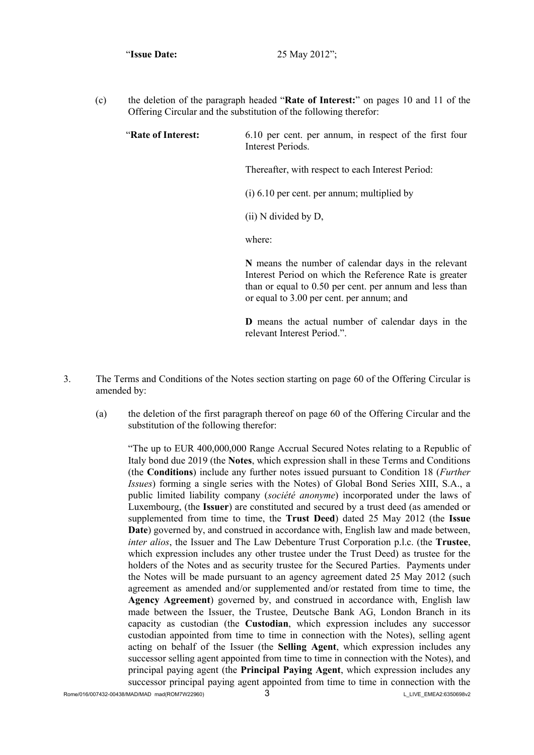"**Issue Date:** 25 May 2012";

(c) the deletion of the paragraph headed "**Rate of Interest:**" on pages 10 and 11 of the Offering Circular and the substitution of the following therefor:

"**Rate of Interest:** 6.10 per cent. per annum, in respect of the first four Interest Periods.

Thereafter, with respect to each Interest Period:

(i) 6.10 per cent. per annum; multiplied by

(ii) N divided by D,

where:

**N** means the number of calendar days in the relevant Interest Period on which the Reference Rate is greater than or equal to 0.50 per cent. per annum and less than or equal to 3.00 per cent. per annum; and

**D** means the actual number of calendar days in the relevant Interest Period.".

3. The Terms and Conditions of the Notes section starting on page 60 of the Offering Circular is amended by:

(a) the deletion of the first paragraph thereof on page 60 of the Offering Circular and the substitution of the following therefor:

"The up to EUR 400,000,000 Range Accrual Secured Notes relating to a Republic of Italy bond due 2019 (the **Notes**, which expression shall in these Terms and Conditions (the **Conditions**) include any further notes issued pursuant to Condition 18 (*Further Issues*) forming a single series with the Notes) of Global Bond Series XIII, S.A., a public limited liability company (*société anonyme*) incorporated under the laws of Luxembourg, (the **Issuer**) are constituted and secured by a trust deed (as amended or supplemented from time to time, the **Trust Deed**) dated 25 May 2012 (the **Issue Date**) governed by, and construed in accordance with, English law and made between, *inter alios*, the Issuer and The Law Debenture Trust Corporation p.l.c. (the **Trustee**, which expression includes any other trustee under the Trust Deed) as trustee for the holders of the Notes and as security trustee for the Secured Parties. Payments under the Notes will be made pursuant to an agency agreement dated 25 May 2012 (such agreement as amended and/or supplemented and/or restated from time to time, the **Agency Agreement**) governed by, and construed in accordance with, English law made between the Issuer, the Trustee, Deutsche Bank AG, London Branch in its capacity as custodian (the **Custodian**, which expression includes any successor custodian appointed from time to time in connection with the Notes), selling agent acting on behalf of the Issuer (the **Selling Agent**, which expression includes any successor selling agent appointed from time to time in connection with the Notes), and principal paying agent (the **Principal Paying Agent**, which expression includes any successor principal paying agent appointed from time to time in connection with the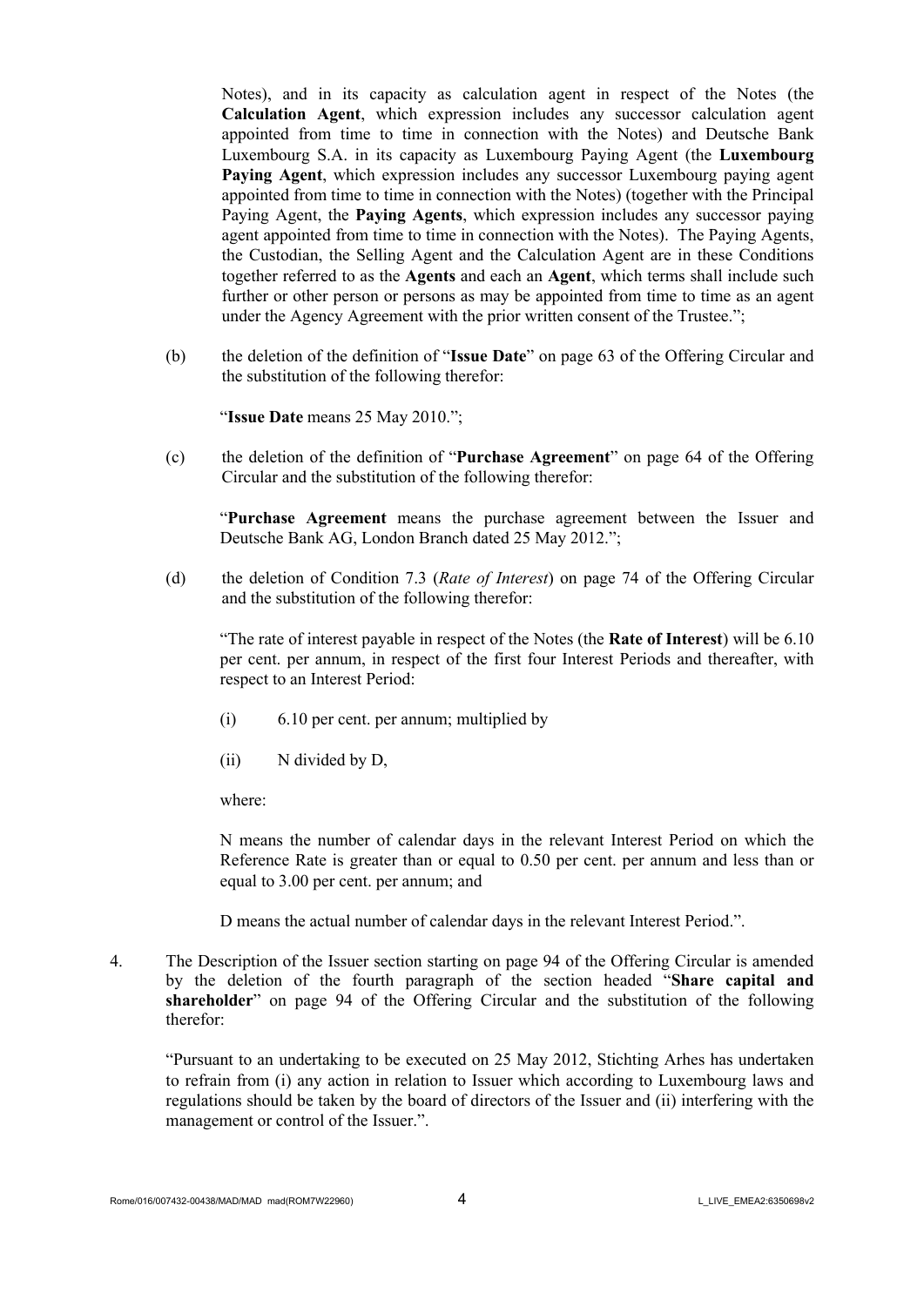Notes), and in its capacity as calculation agent in respect of the Notes (the **Calculation Agent**, which expression includes any successor calculation agent appointed from time to time in connection with the Notes) and Deutsche Bank Luxembourg S.A. in its capacity as Luxembourg Paying Agent (the **Luxembourg Paying Agent**, which expression includes any successor Luxembourg paying agent appointed from time to time in connection with the Notes) (together with the Principal Paying Agent, the **Paying Agents**, which expression includes any successor paying agent appointed from time to time in connection with the Notes). The Paying Agents, the Custodian, the Selling Agent and the Calculation Agent are in these Conditions together referred to as the **Agents** and each an **Agent**, which terms shall include such further or other person or persons as may be appointed from time to time as an agent under the Agency Agreement with the prior written consent of the Trustee.";

(b) the deletion of the definition of "**Issue Date**" on page 63 of the Offering Circular and the substitution of the following therefor:

"**Issue Date** means 25 May 2010.";

(c) the deletion of the definition of "**Purchase Agreement**" on page 64 of the Offering Circular and the substitution of the following therefor:

"**Purchase Agreement** means the purchase agreement between the Issuer and Deutsche Bank AG, London Branch dated 25 May 2012.";

(d) the deletion of Condition 7.3 (*Rate of Interest*) on page 74 of the Offering Circular and the substitution of the following therefor:

"The rate of interest payable in respect of the Notes (the **Rate of Interest**) will be 6.10 per cent. per annum, in respect of the first four Interest Periods and thereafter, with respect to an Interest Period:

(i) 6.10 per cent. per annum; multiplied by

(ii) N divided by D,

where:

N means the number of calendar days in the relevant Interest Period on which the Reference Rate is greater than or equal to 0.50 per cent. per annum and less than or equal to 3.00 per cent. per annum; and

D means the actual number of calendar days in the relevant Interest Period.".

4. The Description of the Issuer section starting on page 94 of the Offering Circular is amended by the deletion of the fourth paragraph of the section headed "**Share capital and shareholder**" on page 94 of the Offering Circular and the substitution of the following therefor:

"Pursuant to an undertaking to be executed on 25 May 2012, Stichting Arhes has undertaken to refrain from (i) any action in relation to Issuer which according to Luxembourg laws and regulations should be taken by the board of directors of the Issuer and (ii) interfering with the management or control of the Issuer.".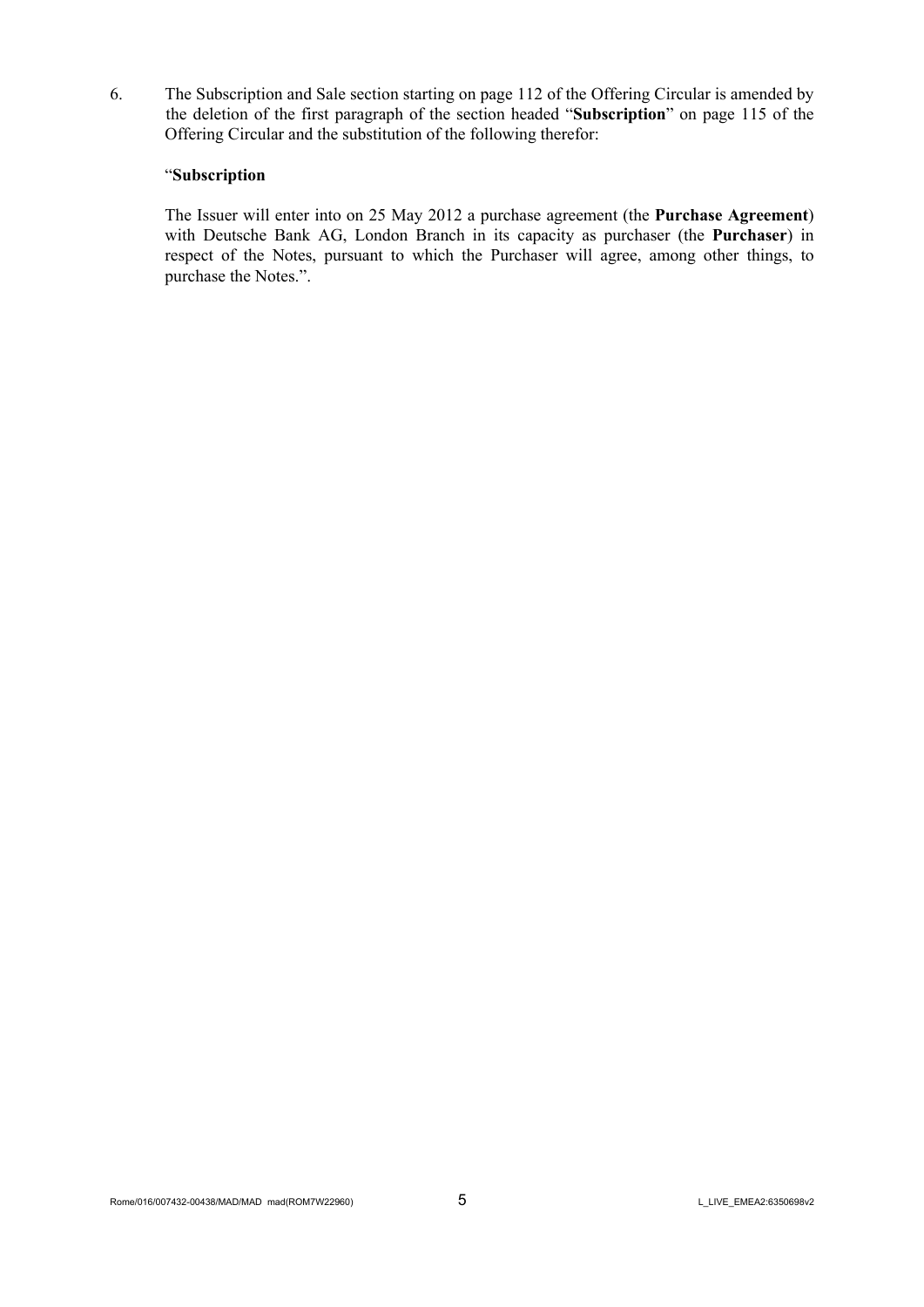6. The Subscription and Sale section starting on page 112 of the Offering Circular is amended by the deletion of the first paragraph of the section headed "**Subscription**" on page 115 of the Offering Circular and the substitution of the following therefor:

   "**Subscription**

   The Issuer will enter into on 25 May 2012 a purchase agreement (the **Purchase Agreement**) with Deutsche Bank AG, London Branch in its capacity as purchaser (the **Purchaser**) in respect of the Notes, pursuant to which the Purchaser will agree, among other things, to purchase the Notes.".